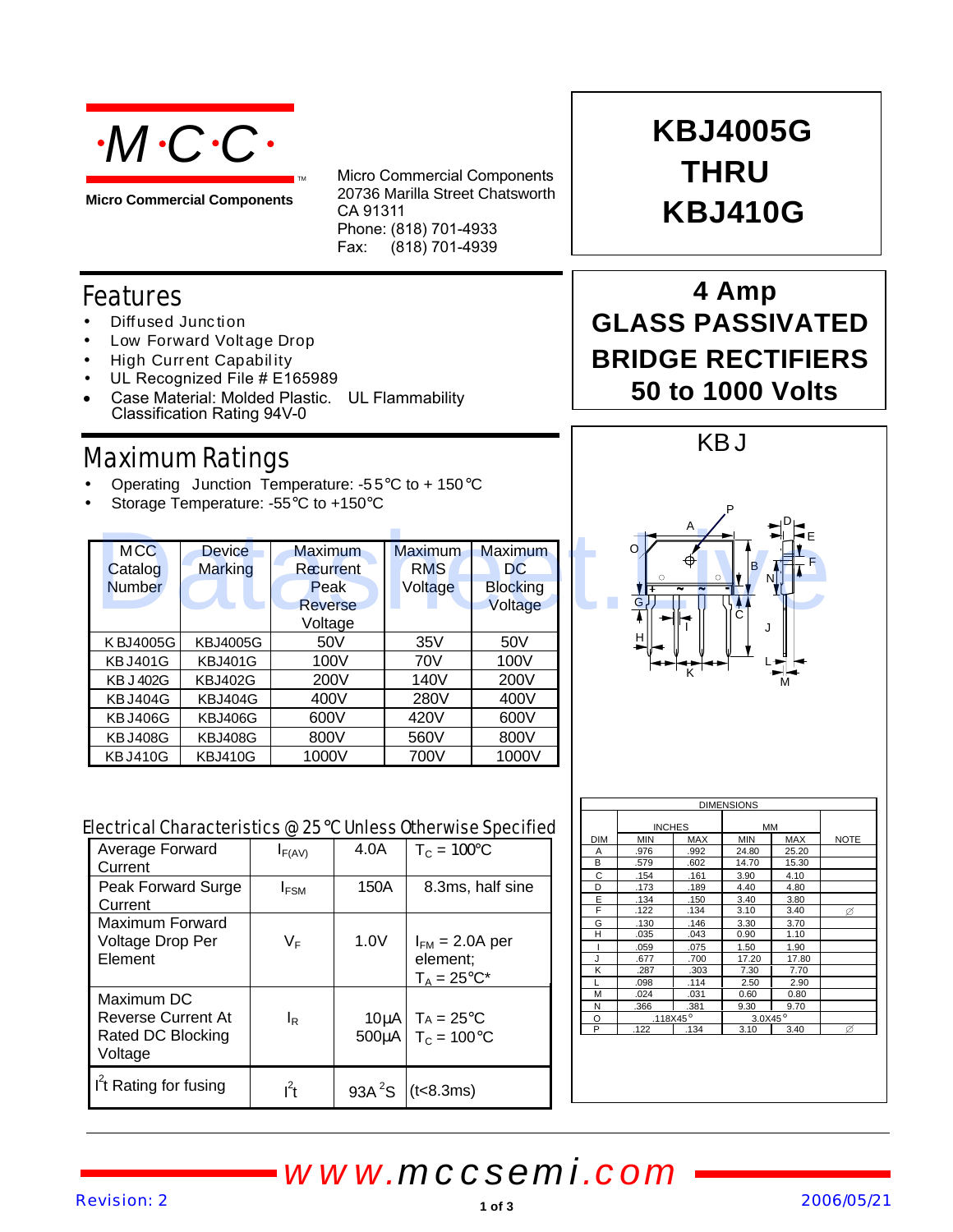**·M·C·C·**

**Micro Commercial Components**

Micro Commercial Components
20736 Marilla Street Chatsworth
CA 91311
Phone: (818) 701-4933
Fax: (818) 701-4939

# KBJ4005G THRU KBJ410G

## 4 Amp GLASS PASSIVATED BRIDGE RECTIFIERS 50 to 1000 Volts

## Features

- Diffused Junction
- Low Forward Voltage Drop
- High Current Capability
- UL Recognized File # E165989
- Case Material: Molded Plastic. UL Flammability Classification Rating 94V-0

## Maximum Ratings

- Operating Junction Temperature: -55°C to + 150°C
- Storage Temperature: -55°C to +150°C

| MCC Catalog Number | Device Marking | Maximum Recurrent Peak Reverse Voltage | Maximum RMS Voltage | Maximum DC Blocking Voltage |
|---|---|---|---|---|
| KBJ4005G | KBJ4005G | 50V | 35V | 50V |
| KBJ401G | KBJ401G | 100V | 70V | 100V |
| KBJ402G | KBJ402G | 200V | 140V | 200V |
| KBJ404G | KBJ404G | 400V | 280V | 400V |
| KBJ406G | KBJ406G | 600V | 420V | 600V |
| KBJ408G | KBJ408G | 800V | 560V | 800V |
| KBJ410G | KBJ410G | 1000V | 700V | 1000V |

## Electrical Characteristics @ 25°C Unless Otherwise Specified

| | | | |
|---|---|---|---|
| Average Forward Current | $I_{F(AV)}$ | 4.0A | $T_C = 100°C$ |
| Peak Forward Surge Current | $I_{FSM}$ | 150A | 8.3ms, half sine |
| Maximum Forward Voltage Drop Per Element | $V_F$ | 1.0V | $I_{FM} = 2.0A$ per element; $T_A = 25°C$* |
| Maximum DC Reverse Current At Rated DC Blocking Voltage | $I_R$ | 10μA<br>500μA | $T_A = 25°C$<br>$T_C = 100°C$ |
| $I^2t$ Rating for fusing | $I^2t$ | 93A$^2$S | (t<8.3ms) |

**KBJ**

| DIM | INCHES MIN | INCHES MAX | MM MIN | MM MAX | NOTE |
|---|---|---|---|---|---|
| A | .976 | .992 | 24.80 | 25.20 | |
| B | .579 | .602 | 14.70 | 15.30 | |
| C | .154 | .161 | 3.90 | 4.10 | |
| D | .173 | .189 | 4.40 | 4.80 | |
| E | .134 | .150 | 3.40 | 3.80 | |
| F | .122 | .134 | 3.10 | 3.40 | Ø |
| G | .130 | .146 | 3.30 | 3.70 | |
| H | .035 | .043 | 0.90 | 1.10 | |
| I | .059 | .075 | 1.50 | 1.90 | |
| J | .677 | .700 | 17.20 | 17.80 | |
| K | .287 | .303 | 7.30 | 7.70 | |
| L | .098 | .114 | 2.50 | 2.90 | |
| M | .024 | .031 | 0.60 | 0.80 | |
| N | .366 | .381 | 9.30 | 9.70 | |
| O | .118X45° | | 3.0X45° | | |
| P | .122 | .134 | 3.10 | 3.40 | Ø |

www.mccsemi.com

Revision: 2 2006/05/21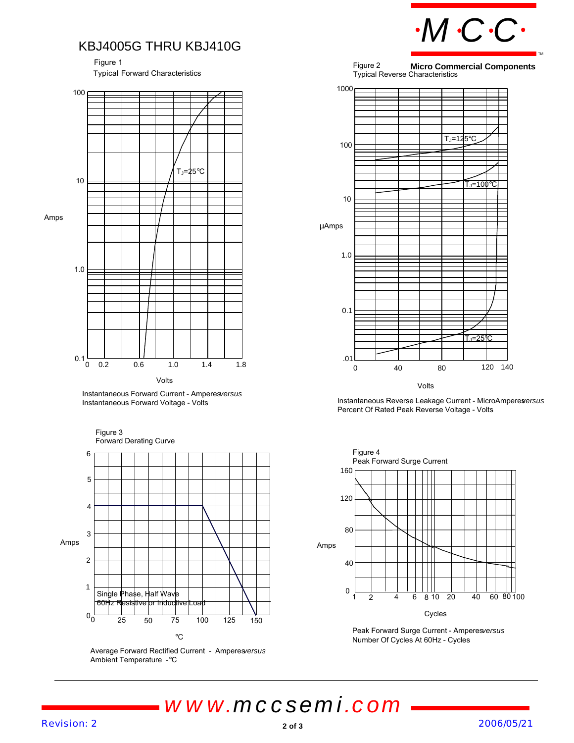# KBJ4005G THRU KBJ410G

Micro Commercial Components

Figure 1
Typical Forward Characteristics

Amps

Volts

$T_J$=25°C

Instantaneous Forward Current - Amperes *versus*
Instantaneous Forward Voltage - Volts

Figure 2
Typical Reverse Characteristics

μAmps

Volts

$T_J$=125°C

$T_J$=100°C

$T_J$=25°C

Instantaneous Reverse Leakage Current - MicroAmperes *versus*
Percent Of Rated Peak Reverse Voltage - Volts

Figure 3
Forward Derating Curve

Amps

°C

Single Phase, Half Wave
60Hz Resistive or Inductive Load

Average Forward Rectified Current - Amperes *versus*
Ambient Temperature - °C

Figure 4
Peak Forward Surge Current

Amps

Cycles

Peak Forward Surge Current - Amperes *versus*
Number Of Cycles At 60Hz - Cycles

www.mccsemi.com

Revision: 2

2006/05/21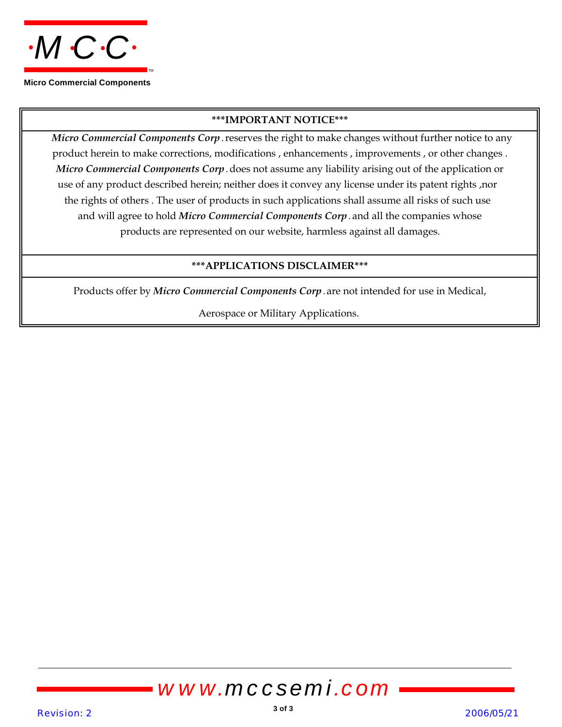·M·C·C·™

Micro Commercial Components

## ***IMPORTANT NOTICE***

***Micro Commercial Components Corp*** . reserves the right to make changes without further notice to any product herein to make corrections, modifications , enhancements , improvements , or other changes . ***Micro Commercial Components Corp*** . does not assume any liability arising out of the application or use of any product described herein; neither does it convey any license under its patent rights ,nor the rights of others . The user of products in such applications shall assume all risks of such use and will agree to hold ***Micro Commercial Components Corp*** . and all the companies whose products are represented on our website, harmless against all damages.

## ***APPLICATIONS DISCLAIMER***

Products offer by ***Micro Commercial Components Corp*** . are not intended for use in Medical, Aerospace or Military Applications.

www.mccsemi.com

Revision: 2

2006/05/21